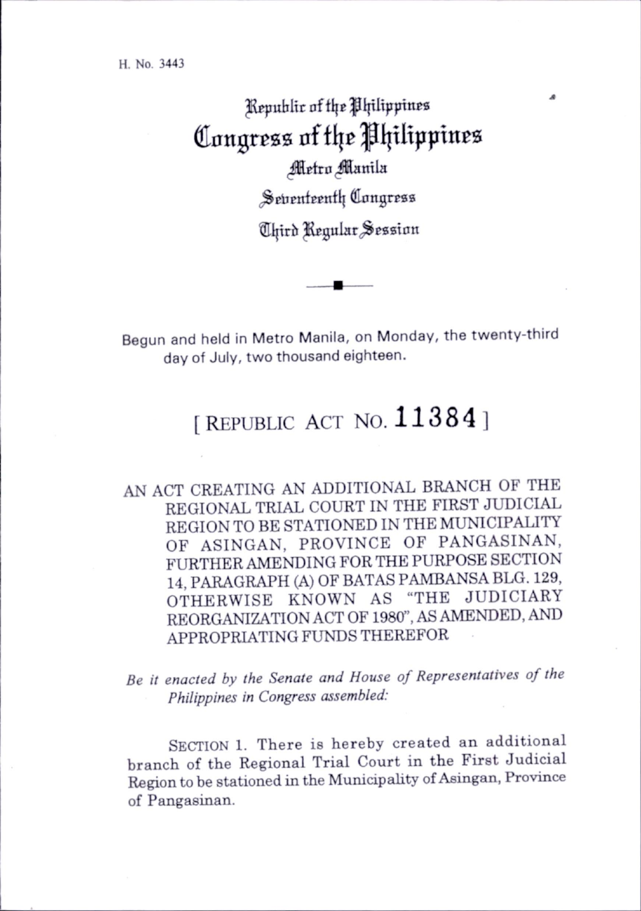H. No. 3443

Republic of the Philippines

# Congress of the Philippines

Metro Manila

Seventeenth Congress

Third Regular Session

Begun and held in Metro Manila, on Monday, the twenty-third day of July, two thousand eighteen.

## [ REPUBLIC ACT NO. 11384 ]

AN ACT CREATING AN ADDITIONAL BRANCH OF THE REGIONAL TRIAL COURT IN THE FIRST JUDICIAL REGION TO BE STATIONED IN THE MUNICIPALITY OF ASINGAN, PROVINCE OF PANGASINAN, FURTHER AMENDING FOR THE PURPOSE SECTION 14, PARAGRAPH (A) OF BATAS PAMBANSA BLG. 129, OTHERWISE KNOWN AS "THE JUDICIARY REORGANIZATION ACT OF 1980", AS AMENDED, AND APPROPRIATING FUNDS THEREFOR

*Be it enacted by the Senate and House of Representatives of the Philippines in Congress assembled:*

SECTION 1. There is hereby created an additional branch of the Regional Trial Court in the First Judicial Region to be stationed in the Municipality of Asingan, Province of Pangasinan.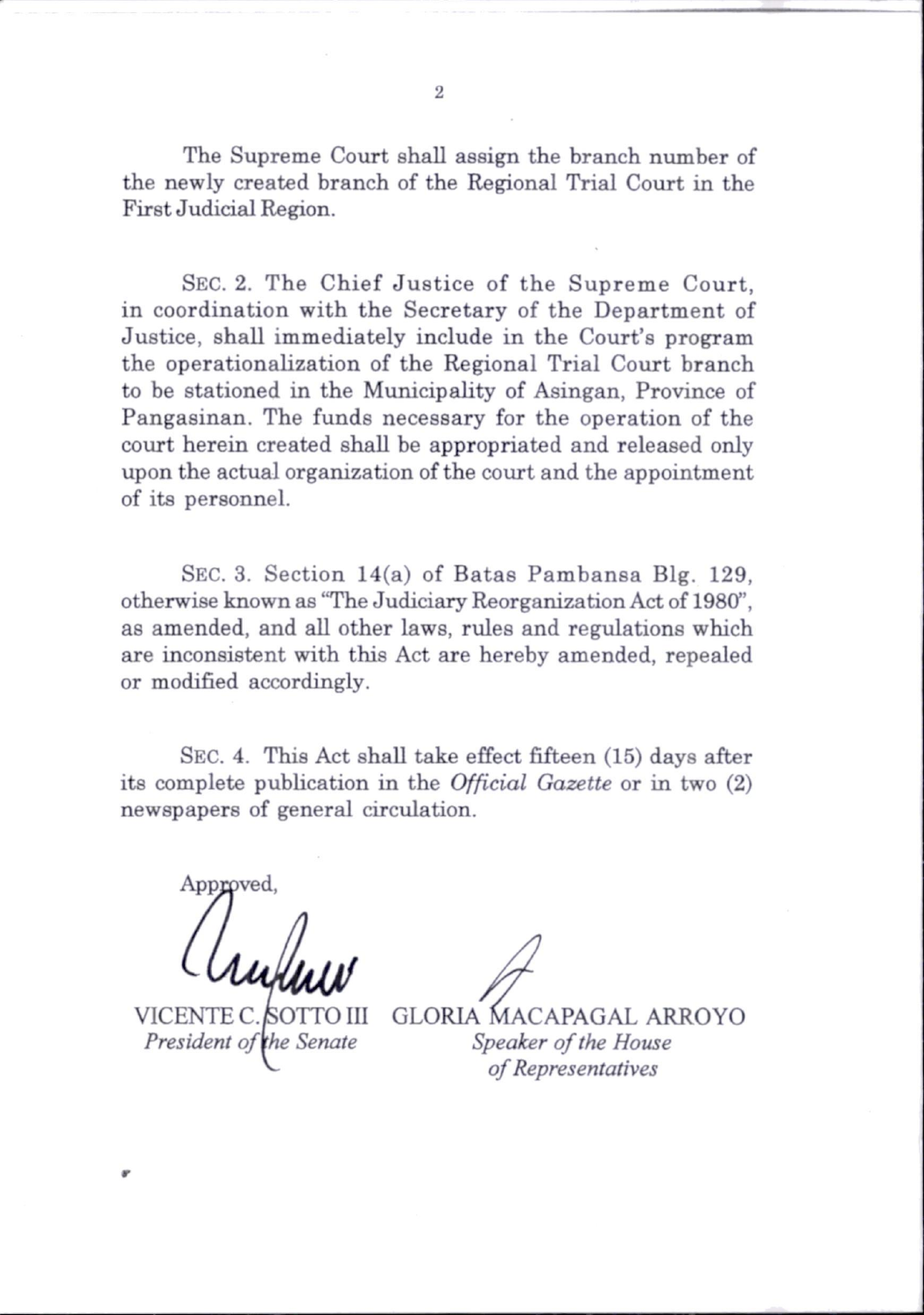The Supreme Court shall assign the branch number of the newly created branch of the Regional Trial Court in the First Judicial Region.

SEC. 2. The Chief Justice of the Supreme Court, in coordination with the Secretary of the Department of Justice, shall immediately include in the Court's program the operationalization of the Regional Trial Court branch to be stationed in the Municipality of Asingan, Province of Pangasinan. The funds necessary for the operation of the court herein created shall be appropriated and released only upon the actual organization of the court and the appointment of its personnel.

SEC. 3. Section 14(a) of Batas Pambansa Blg. 129, otherwise known as "The Judiciary Reorganization Act of 1980", as amended, and all other laws, rules and regulations which are inconsistent with this Act are hereby amended, repealed or modified accordingly.

SEC. 4. This Act shall take effect fifteen (15) days after its complete publication in the *Official Gazette* or in two (2) newspapers of general circulation.

Approved,

VICENTE C. SOTTO III
*President of the Senate*

GLORIA MACAPAGAL ARROYO
*Speaker of the House of Representatives*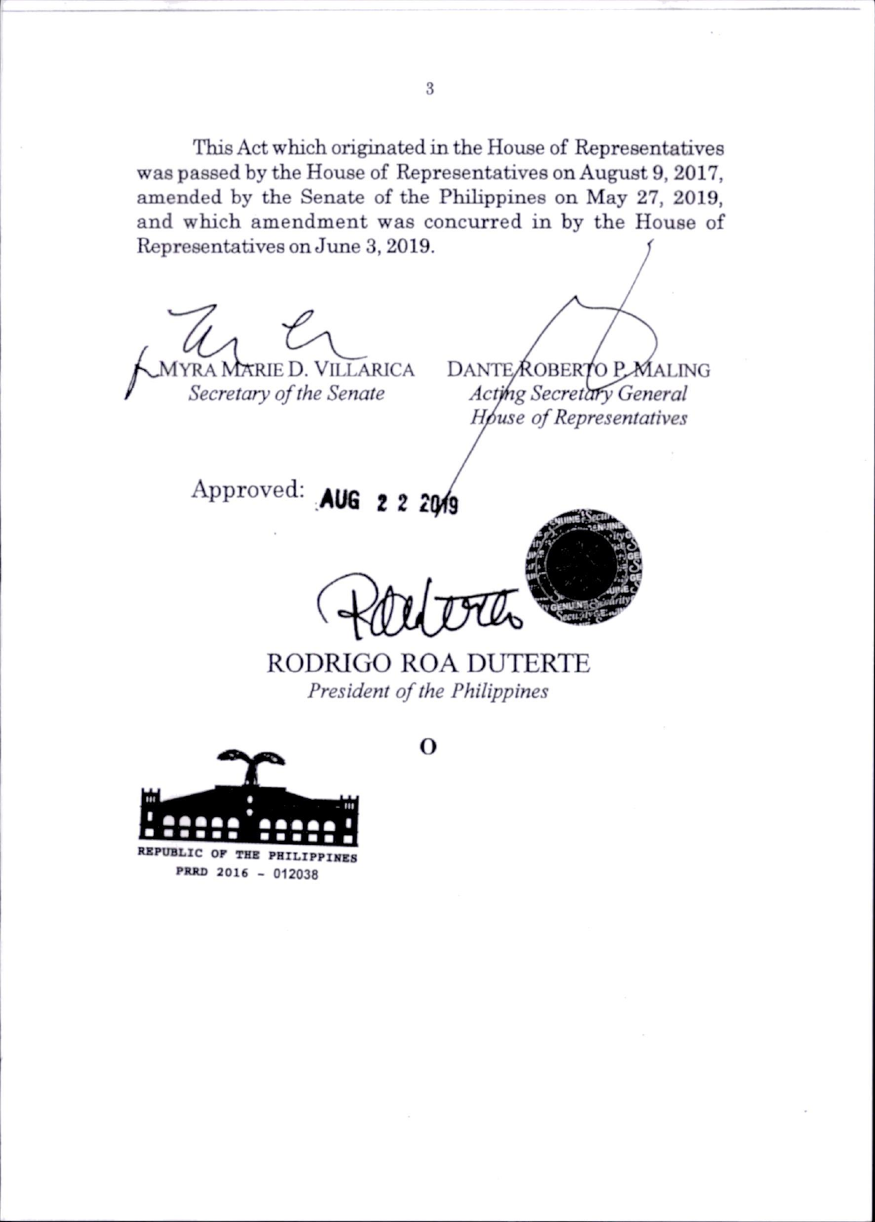This Act which originated in the House of Representatives was passed by the House of Representatives on August 9, 2017, amended by the Senate of the Philippines on May 27, 2019, and which amendment was concurred in by the House of Representatives on June 3, 2019.

| | |
|---|---|
| MYRA MARIE D. VILLARICA | DANTE ROBERTO P. MALING |
| *Secretary of the Senate* | *Acting Secretary General* |
| | *House of Representatives* |

Approved: AUG 22 2019

RODRIGO ROA DUTERTE
*President of the Philippines*

O

REPUBLIC OF THE PHILIPPINES
PRRD 2016 - 012038